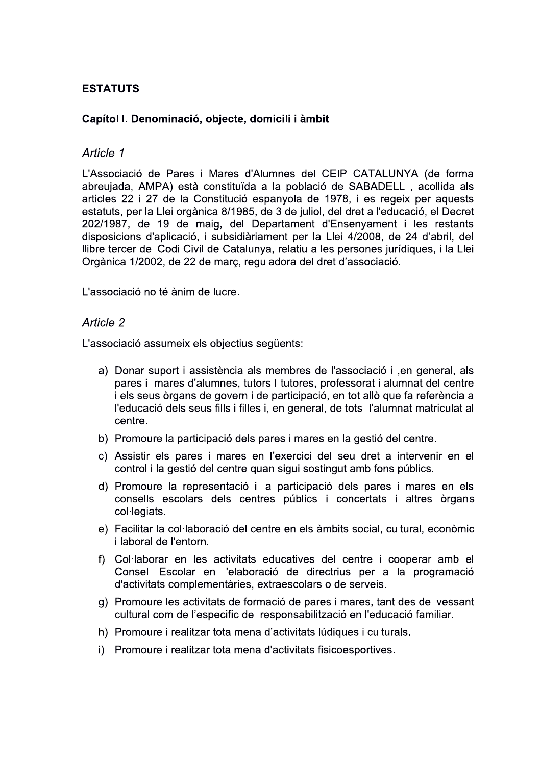# ESTATUTS

## Capítol I. Denominació, objecte, domicili i àmbit

### *Article 1*

L'Associació de Pares i Mares d'Alumnes del CEIP CATALUNYA (de forma abreujada, AMPA) està constituïda a la població de SABADELL , acollida als articles 22 i 27 de la Constitució espanyola de 1978, i es regeix per aquests estatuts, per la Llei orgànica 8/1985, de 3 de juliol, del dret a l'educació, el Decret 202/1987, de 19 de maig, del Departament d'Ensenyament i les restants disposicions d'aplicació, i subsidiàriament per la Llei 4/2008, de 24 d'abril, del llibre tercer del Codi Civil de Catalunya, relatiu a les persones jurídiques, i la Llei Orgànica 1/2002, de 22 de març, reguladora del dret d'associació.

L'associació no té ànim de lucre.

### *Article 2*

L'associació assumeix els objectius següents:

a) Donar suport i assistència als membres de l'associació i ,en general, als pares i mares d'alumnes, tutors I tutores, professorat i alumnat del centre i els seus òrgans de govern i de participació, en tot allò que fa referència a l'educació dels seus fills i filles i, en general, de tots l'alumnat matriculat al centre.

b) Promoure la participació dels pares i mares en la gestió del centre.

c) Assistir els pares i mares en l'exercici del seu dret a intervenir en el control i la gestió del centre quan sigui sostingut amb fons públics.

d) Promoure la representació i la participació dels pares i mares en els consells escolars dels centres públics i concertats i altres òrgans col·legiats.

e) Facilitar la col·laboració del centre en els àmbits social, cultural, econòmic i laboral de l'entorn.

f) Col·laborar en les activitats educatives del centre i cooperar amb el Consell Escolar en l'elaboració de directrius per a la programació d'activitats complementàries, extraescolars o de serveis.

g) Promoure les activitats de formació de pares i mares, tant des del vessant cultural com de l'especific de responsabilització en l'educació familiar.

h) Promoure i realitzar tota mena d'activitats lúdiques i culturals.

i) Promoure i realitzar tota mena d'activitats fisicoesportives.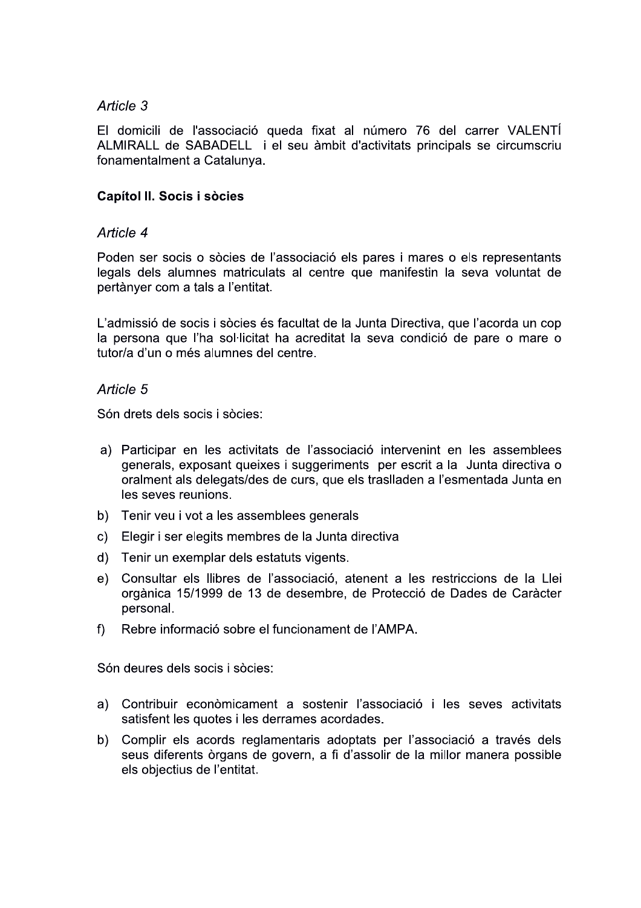*Article 3*

El domicili de l'associació queda fixat al número 76 del carrer VALENTÍ ALMIRALL de SABADELL i el seu àmbit d'activitats principals se circumscriu fonamentalment a Catalunya.

**Capítol II. Socis i sòcies**

*Article 4*

Poden ser socis o sòcies de l'associació els pares i mares o els representants legals dels alumnes matriculats al centre que manifestin la seva voluntat de pertànyer com a tals a l'entitat.

L'admissió de socis i sòcies és facultat de la Junta Directiva, que l'acorda un cop la persona que l'ha sol·licitat ha acreditat la seva condició de pare o mare o tutor/a d'un o més alumnes del centre.

*Article 5*

Són drets dels socis i sòcies:

a) Participar en les activitats de l'associació intervenint en les assemblees generals, exposant queixes i suggeriments per escrit a la Junta directiva o oralment als delegats/des de curs, que els traslladen a l'esmentada Junta en les seves reunions.
b) Tenir veu i vot a les assemblees generals
c) Elegir i ser elegits membres de la Junta directiva
d) Tenir un exemplar dels estatuts vigents.
e) Consultar els llibres de l'associació, atenent a les restriccions de la Llei orgànica 15/1999 de 13 de desembre, de Protecció de Dades de Caràcter personal.
f) Rebre informació sobre el funcionament de l'AMPA.

Són deures dels socis i sòcies:

a) Contribuir econòmicament a sostenir l'associació i les seves activitats satisfent les quotes i les derrames acordades.
b) Complir els acords reglamentaris adoptats per l'associació a través dels seus diferents òrgans de govern, a fi d'assolir de la millor manera possible els objectius de l'entitat.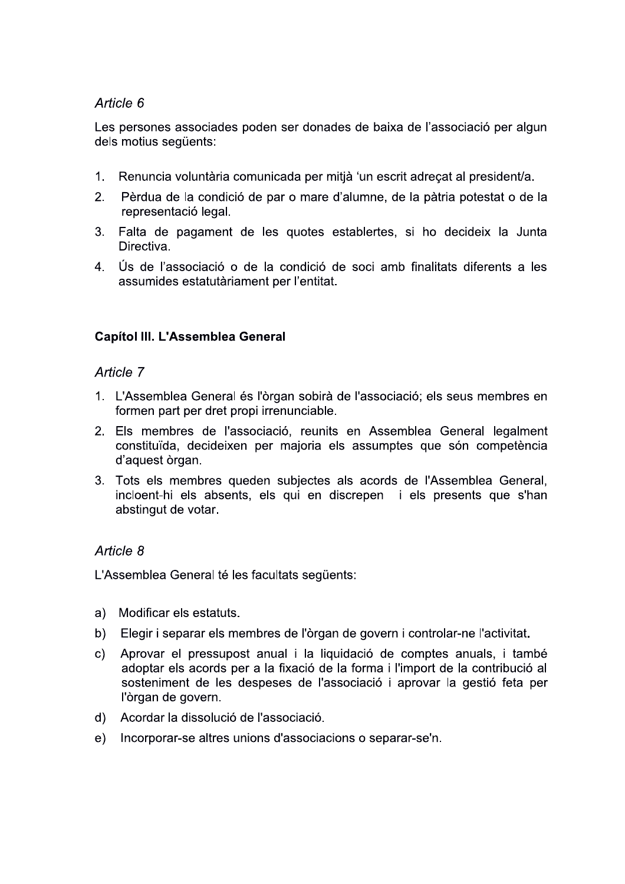*Article 6*

Les persones associades poden ser donades de baixa de l'associació per algun dels motius següents:

1. Renuncia voluntària comunicada per mitjà 'un escrit adreçat al president/a.
2. Pèrdua de la condició de par o mare d'alumne, de la pàtria potestat o de la representació legal.
3. Falta de pagament de les quotes establertes, si ho decideix la Junta Directiva.
4. Ús de l'associació o de la condició de soci amb finalitats diferents a les assumides estatutàriament per l'entitat.

### Capítol III. L'Assemblea General

*Article 7*

1. L'Assemblea General és l'òrgan sobirà de l'associació; els seus membres en formen part per dret propi irrenunciable.
2. Els membres de l'associació, reunits en Assemblea General legalment constituïda, decideixen per majoria els assumptes que són competència d'aquest òrgan.
3. Tots els membres queden subjectes als acords de l'Assemblea General, incloent-hi els absents, els qui en discrepen i els presents que s'han abstingut de votar.

*Article 8*

L'Assemblea General té les facultats següents:

a) Modificar els estatuts.

b) Elegir i separar els membres de l'òrgan de govern i controlar-ne l'activitat.

c) Aprovar el pressupost anual i la liquidació de comptes anuals, i també adoptar els acords per a la fixació de la forma i l'import de la contribució al sosteniment de les despeses de l'associació i aprovar la gestió feta per l'òrgan de govern.

d) Acordar la dissolució de l'associació.

e) Incorporar-se altres unions d'associacions o separar-se'n.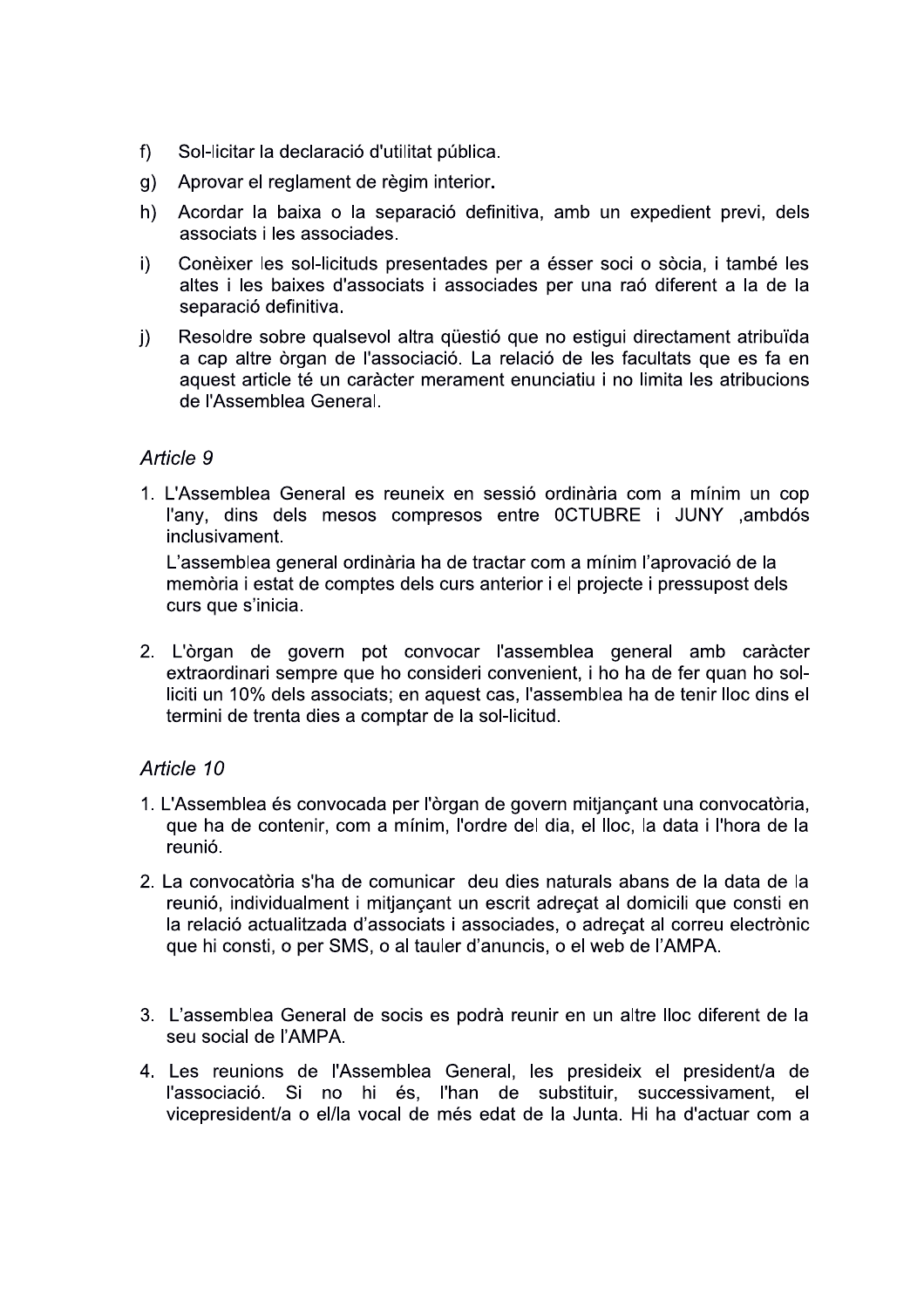f) Sol·licitar la declaració d'utilitat pública.

g) Aprovar el reglament de règim interior.

h) Acordar la baixa o la separació definitiva, amb un expedient previ, dels associats i les associades.

i) Conèixer les sol·licituds presentades per a ésser soci o sòcia, i també les altes i les baixes d'associats i associades per una raó diferent a la de la separació definitiva.

j) Resoldre sobre qualsevol altra qüestió que no estigui directament atribuïda a cap altre òrgan de l'associació. La relació de les facultats que es fa en aquest article té un caràcter merament enunciatiu i no limita les atribucions de l'Assemblea General.

## *Article 9*

1. L'Assemblea General es reuneix en sessió ordinària com a mínim un cop l'any, dins dels mesos compresos entre 0CTUBRE i JUNY ,ambdós inclusivament.

   L'assemblea general ordinària ha de tractar com a mínim l'aprovació de la memòria i estat de comptes dels curs anterior i el projecte i pressupost dels curs que s'inicia.

2. L'òrgan de govern pot convocar l'assemblea general amb caràcter extraordinari sempre que ho consideri convenient, i ho ha de fer quan ho sol·liciti un 10% dels associats; en aquest cas, l'assemblea ha de tenir lloc dins el termini de trenta dies a comptar de la sol·licitud.

## *Article 10*

1. L'Assemblea és convocada per l'òrgan de govern mitjançant una convocatòria, que ha de contenir, com a mínim, l'ordre del dia, el lloc, la data i l'hora de la reunió.

2. La convocatòria s'ha de comunicar deu dies naturals abans de la data de la reunió, individualment i mitjançant un escrit adreçat al domicili que consti en la relació actualitzada d'associats i associades, o adreçat al correu electrònic que hi consti, o per SMS, o al tauler d'anuncis, o el web de l'AMPA.

3. L'assemblea General de socis es podrà reunir en un altre lloc diferent de la seu social de l'AMPA.

4. Les reunions de l'Assemblea General, les presideix el president/a de l'associació. Si no hi és, l'han de substituir, successivament, el vicepresident/a o el/la vocal de més edat de la Junta. Hi ha d'actuar com a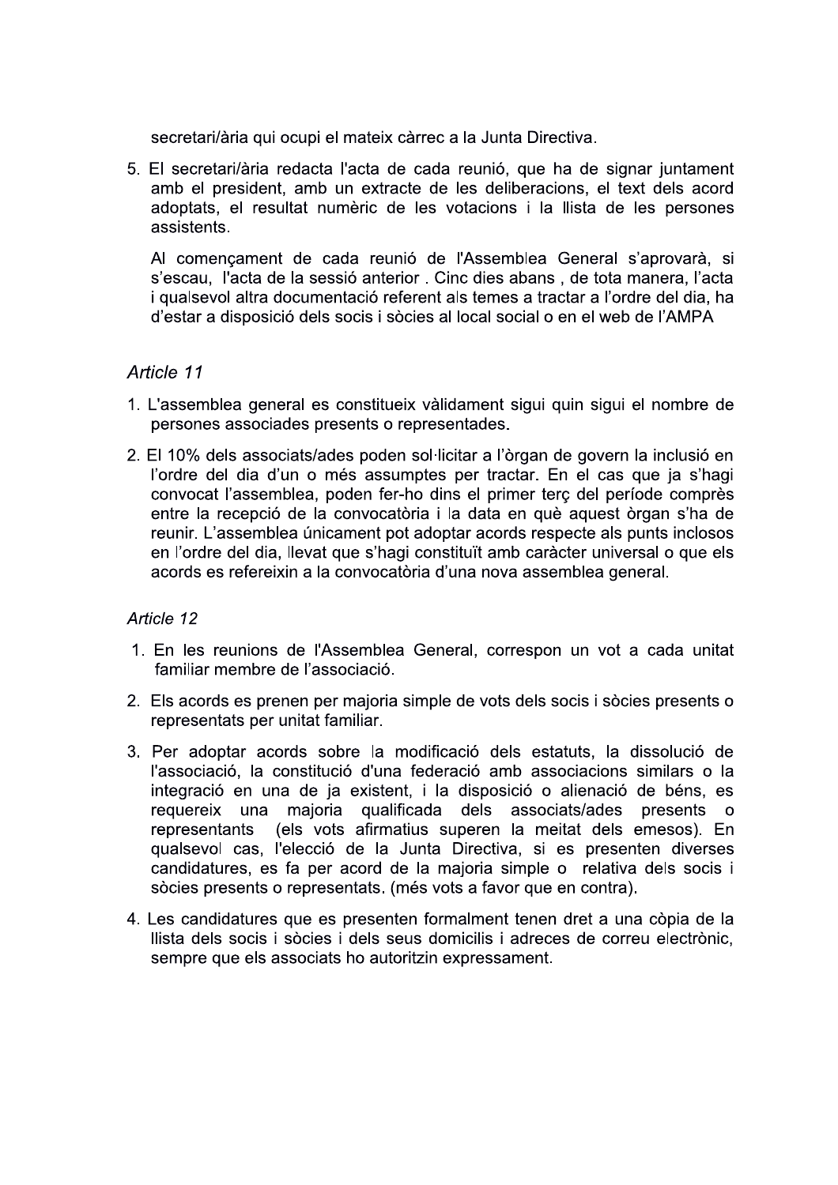secretari/ària qui ocupi el mateix càrrec a la Junta Directiva.

5. El secretari/ària redacta l'acta de cada reunió, que ha de signar juntament amb el president, amb un extracte de les deliberacions, el text dels acord adoptats, el resultat numèric de les votacions i la llista de les persones assistents.

   Al començament de cada reunió de l'Assemblea General s'aprovarà, si s'escau, l'acta de la sessió anterior . Cinc dies abans , de tota manera, l'acta i qualsevol altra documentació referent als temes a tractar a l'ordre del dia, ha d'estar a disposició dels socis i sòcies al local social o en el web de l'AMPA

*Article 11*

1. L'assemblea general es constitueix vàlidament sigui quin sigui el nombre de persones associades presents o representades.
2. El 10% dels associats/ades poden sol·licitar a l'òrgan de govern la inclusió en l'ordre del dia d'un o més assumptes per tractar. En el cas que ja s'hagi convocat l'assemblea, poden fer-ho dins el primer terç del període comprès entre la recepció de la convocatòria i la data en què aquest òrgan s'ha de reunir. L'assemblea únicament pot adoptar acords respecte als punts inclosos en l'ordre del dia, llevat que s'hagi constituït amb caràcter universal o que els acords es refereixin a la convocatòria d'una nova assemblea general.

*Article 12*

1. En les reunions de l'Assemblea General, correspon un vot a cada unitat familiar membre de l'associació.
2. Els acords es prenen per majoria simple de vots dels socis i sòcies presents o representats per unitat familiar.
3. Per adoptar acords sobre la modificació dels estatuts, la dissolució de l'associació, la constitució d'una federació amb associacions similars o la integració en una de ja existent, i la disposició o alienació de béns, es requereix una majoria qualificada dels associats/ades presents o representants (els vots afirmatius superen la meitat dels emesos). En qualsevol cas, l'elecció de la Junta Directiva, si es presenten diverses candidatures, es fa per acord de la majoria simple o relativa dels socis i sòcies presents o representats. (més vots a favor que en contra).
4. Les candidatures que es presenten formalment tenen dret a una còpia de la llista dels socis i sòcies i dels seus domicilis i adreces de correu electrònic, sempre que els associats ho autoritzin expressament.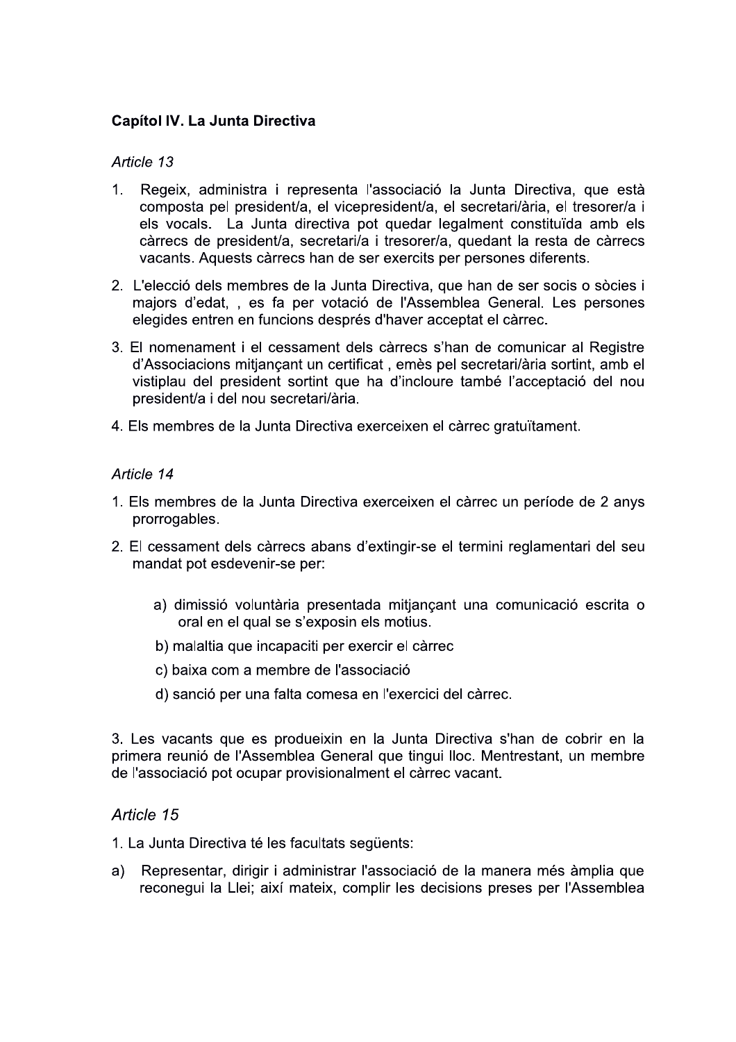**Capítol IV. La Junta Directiva**

*Article 13*

1. Regeix, administra i representa l'associació la Junta Directiva, que està composta pel president/a, el vicepresident/a, el secretari/ària, el tresorer/a i els vocals. La Junta directiva pot quedar legalment constituïda amb els càrrecs de president/a, secretari/a i tresorer/a, quedant la resta de càrrecs vacants. Aquests càrrecs han de ser exercits per persones diferents.

2. L'elecció dels membres de la Junta Directiva, que han de ser socis o sòcies i majors d'edat, , es fa per votació de l'Assemblea General. Les persones elegides entren en funcions després d'haver acceptat el càrrec.

3. El nomenament i el cessament dels càrrecs s'han de comunicar al Registre d'Associacions mitjançant un certificat , emès pel secretari/ària sortint, amb el vistiplau del president sortint que ha d'incloure també l'acceptació del nou president/a i del nou secretari/ària.

4. Els membres de la Junta Directiva exerceixen el càrrec gratuïtament.

*Article 14*

1. Els membres de la Junta Directiva exerceixen el càrrec un període de 2 anys prorrogables.

2. El cessament dels càrrecs abans d'extingir-se el termini reglamentari del seu mandat pot esdevenir-se per:

   a) dimissió voluntària presentada mitjançant una comunicació escrita o oral en el qual se s'exposin els motius.

   b) malaltia que incapaciti per exercir el càrrec

   c) baixa com a membre de l'associació

   d) sanció per una falta comesa en l'exercici del càrrec.

3. Les vacants que es produeixin en la Junta Directiva s'han de cobrir en la primera reunió de l'Assemblea General que tingui lloc. Mentrestant, un membre de l'associació pot ocupar provisionalment el càrrec vacant.

*Article 15*

1. La Junta Directiva té les facultats següents:

a) Representar, dirigir i administrar l'associació de la manera més àmplia que reconegui la Llei; així mateix, complir les decisions preses per l'Assemblea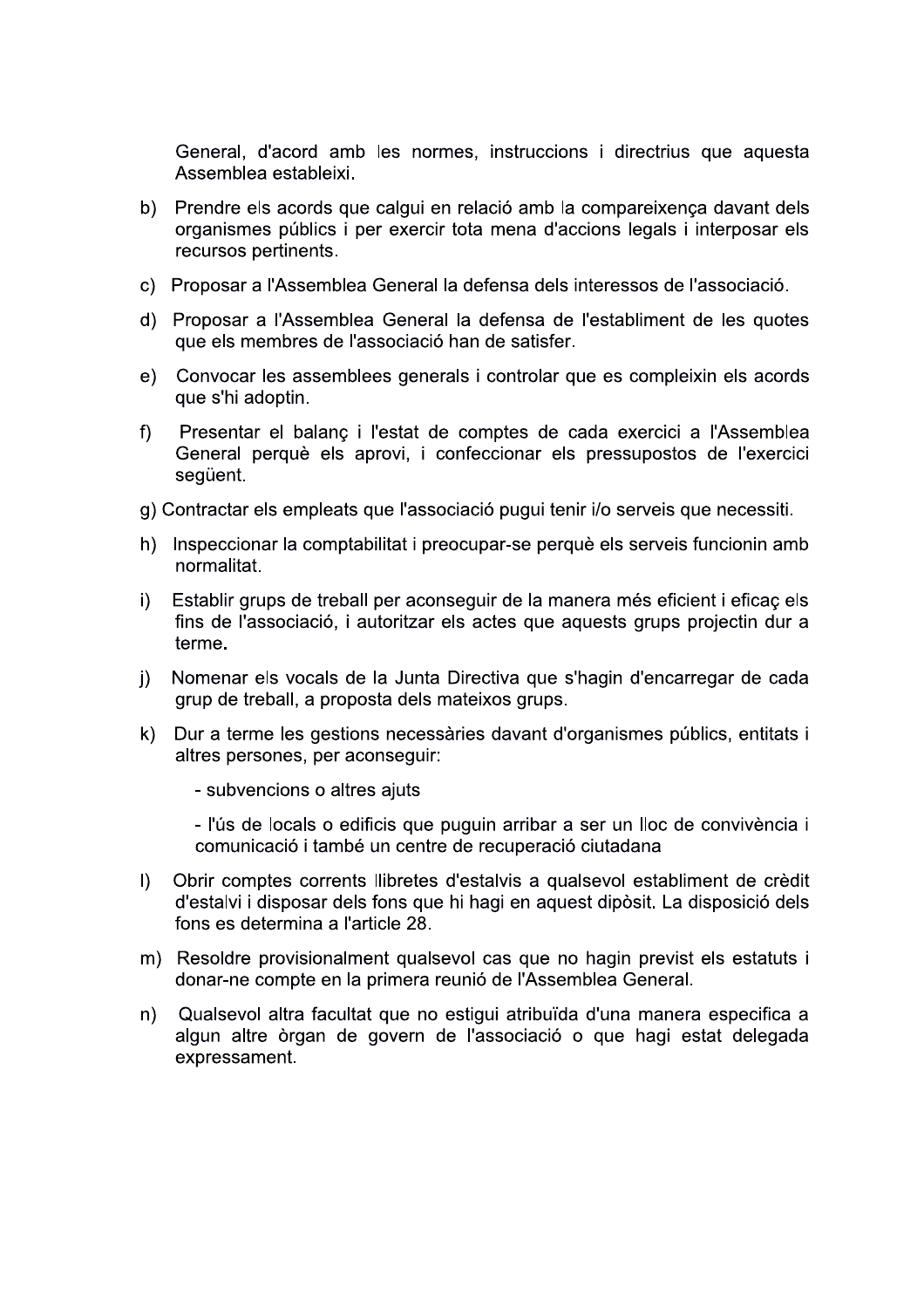General, d'acord amb les normes, instruccions i directrius que aquesta Assemblea estableixi.

b) Prendre els acords que calgui en relació amb la compareixença davant dels organismes públics i per exercir tota mena d'accions legals i interposar els recursos pertinents.

c) Proposar a l'Assemblea General la defensa dels interessos de l'associació.

d) Proposar a l'Assemblea General la defensa de l'establiment de les quotes que els membres de l'associació han de satisfer.

e) Convocar les assemblees generals i controlar que es compleixin els acords que s'hi adoptin.

f) Presentar el balanç i l'estat de comptes de cada exercici a l'Assemblea General perquè els aprovi, i confeccionar els pressupostos de l'exercici següent.

g) Contractar els empleats que l'associació pugui tenir i/o serveis que necessiti.

h) Inspeccionar la comptabilitat i preocupar-se perquè els serveis funcionin amb normalitat.

i) Establir grups de treball per aconseguir de la manera més eficient i eficaç els fins de l'associació, i autoritzar els actes que aquests grups projectin dur a terme.

j) Nomenar els vocals de la Junta Directiva que s'hagin d'encarregar de cada grup de treball, a proposta dels mateixos grups.

k) Dur a terme les gestions necessàries davant d'organismes públics, entitats i altres persones, per aconseguir:

  - subvencions o altres ajuts

  - l'ús de locals o edificis que puguin arribar a ser un lloc de convivència i comunicació i també un centre de recuperació ciutadana

l) Obrir comptes corrents llibretes d'estalvis a qualsevol establiment de crèdit d'estalvi i disposar dels fons que hi hagi en aquest dipòsit. La disposició dels fons es determina a l'article 28.

m) Resoldre provisionalment qualsevol cas que no hagin previst els estatuts i donar-ne compte en la primera reunió de l'Assemblea General.

n) Qualsevol altra facultat que no estigui atribuïda d'una manera especifica a algun altre òrgan de govern de l'associació o que hagi estat delegada expressament.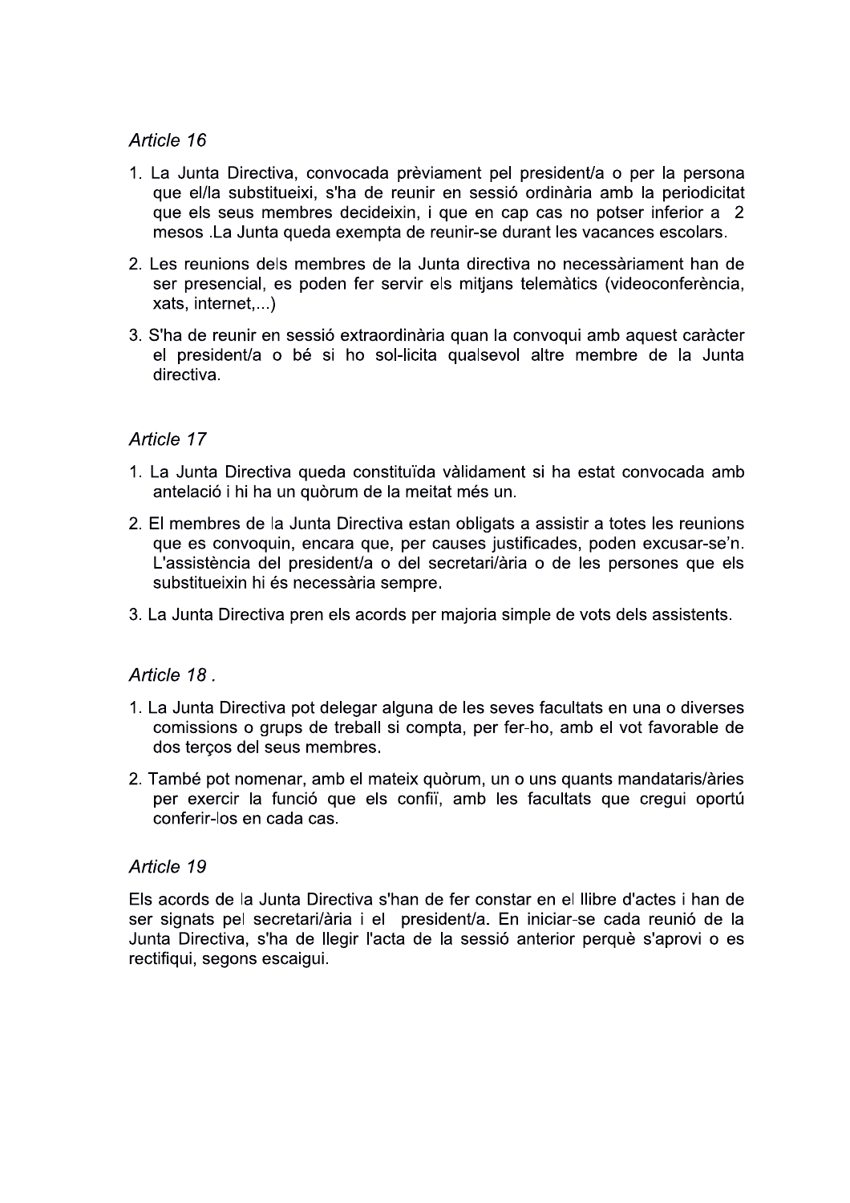*Article 16*

1. La Junta Directiva, convocada prèviament pel president/a o per la persona que el/la substitueixi, s'ha de reunir en sessió ordinària amb la periodicitat que els seus membres decideixin, i que en cap cas no potser inferior a 2 mesos .La Junta queda exempta de reunir-se durant les vacances escolars.
2. Les reunions dels membres de la Junta directiva no necessàriament han de ser presencial, es poden fer servir els mitjans telemàtics (videoconferència, xats, internet,...)
3. S'ha de reunir en sessió extraordinària quan la convoqui amb aquest caràcter el president/a o bé si ho sol-licita qualsevol altre membre de la Junta directiva.

*Article 17*

1. La Junta Directiva queda constituïda vàlidament si ha estat convocada amb antelació i hi ha un quòrum de la meitat més un.
2. El membres de la Junta Directiva estan obligats a assistir a totes les reunions que es convoquin, encara que, per causes justificades, poden excusar-se'n. L'assistència del president/a o del secretari/ària o de les persones que els substitueixin hi és necessària sempre.
3. La Junta Directiva pren els acords per majoria simple de vots dels assistents.

*Article 18 .*

1. La Junta Directiva pot delegar alguna de les seves facultats en una o diverses comissions o grups de treball si compta, per fer-ho, amb el vot favorable de dos terços del seus membres.
2. També pot nomenar, amb el mateix quòrum, un o uns quants mandataris/àries per exercir la funció que els confiï, amb les facultats que cregui oportú conferir-los en cada cas.

*Article 19*

Els acords de la Junta Directiva s'han de fer constar en el llibre d'actes i han de ser signats pel secretari/ària i el president/a. En iniciar-se cada reunió de la Junta Directiva, s'ha de llegir l'acta de la sessió anterior perquè s'aprovi o es rectifiqui, segons escaigui.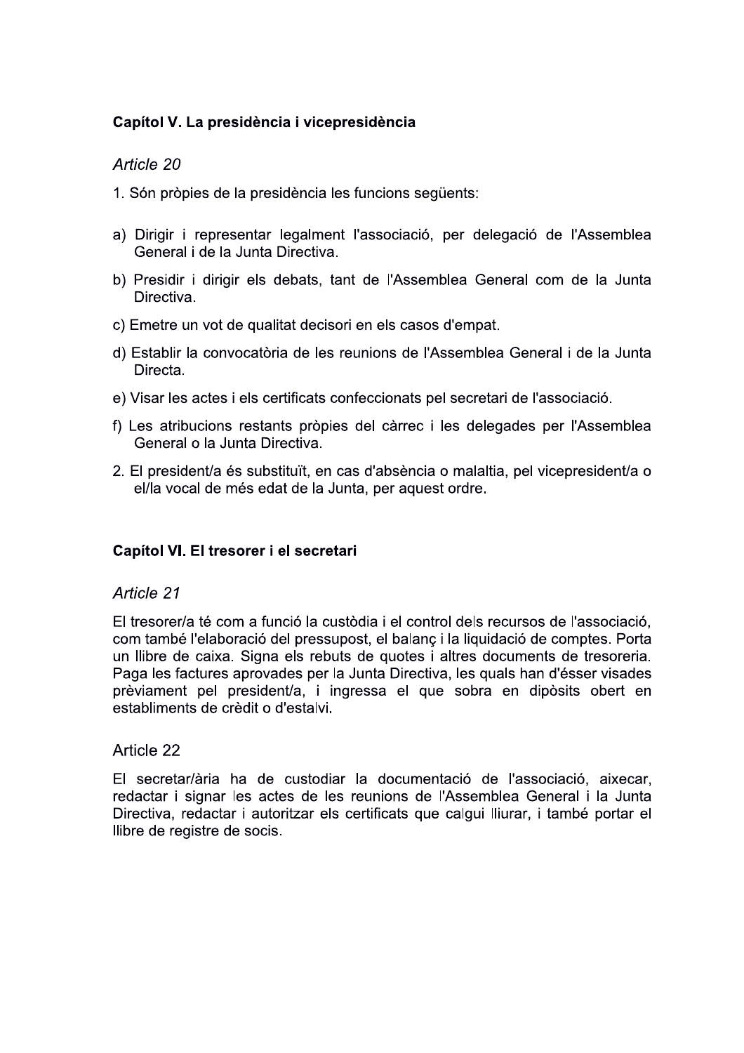## Capítol V. La presidència i vicepresidència

*Article 20*

1. Són pròpies de la presidència les funcions següents:

a) Dirigir i representar legalment l'associació, per delegació de l'Assemblea General i de la Junta Directiva.

b) Presidir i dirigir els debats, tant de l'Assemblea General com de la Junta Directiva.

c) Emetre un vot de qualitat decisori en els casos d'empat.

d) Establir la convocatòria de les reunions de l'Assemblea General i de la Junta Directa.

e) Visar les actes i els certificats confeccionats pel secretari de l'associació.

f) Les atribucions restants pròpies del càrrec i les delegades per l'Assemblea General o la Junta Directiva.

2. El president/a és substituït, en cas d'absència o malaltia, pel vicepresident/a o el/la vocal de més edat de la Junta, per aquest ordre.

## Capítol VI. El tresorer i el secretari

*Article 21*

El tresorer/a té com a funció la custòdia i el control dels recursos de l'associació, com també l'elaboració del pressupost, el balanç i la liquidació de comptes. Porta un llibre de caixa. Signa els rebuts de quotes i altres documents de tresoreria. Paga les factures aprovades per la Junta Directiva, les quals han d'ésser visades prèviament pel president/a, i ingressa el que sobra en dipòsits obert en establiments de crèdit o d'estalvi.

Article 22

El secretar/ària ha de custodiar la documentació de l'associació, aixecar, redactar i signar les actes de les reunions de l'Assemblea General i la Junta Directiva, redactar i autoritzar els certificats que calgui lliurar, i també portar el llibre de registre de socis.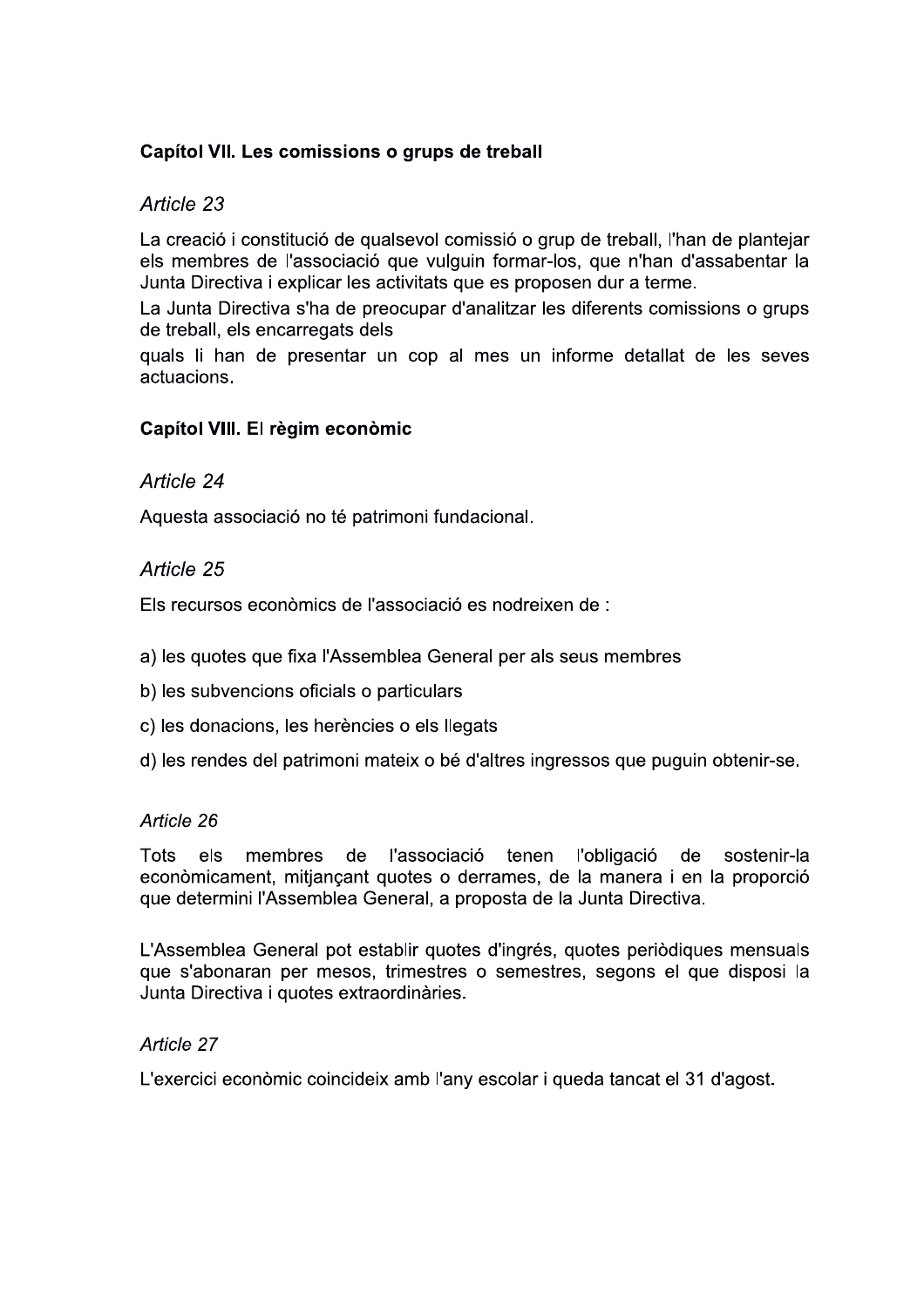## Capítol VII. Les comissions o grups de treball

### *Article 23*

La creació i constitució de qualsevol comissió o grup de treball, l'han de plantejar els membres de l'associació que vulguin formar-los, que n'han d'assabentar la Junta Directiva i explicar les activitats que es proposen dur a terme.

La Junta Directiva s'ha de preocupar d'analitzar les diferents comissions o grups de treball, els encarregats dels

quals li han de presentar un cop al mes un informe detallat de les seves actuacions.

## Capítol VIII. El règim econòmic

### *Article 24*

Aquesta associació no té patrimoni fundacional.

### *Article 25*

Els recursos econòmics de l'associació es nodreixen de :

a) les quotes que fixa l'Assemblea General per als seus membres

b) les subvencions oficials o particulars

c) les donacions, les herències o els llegats

d) les rendes del patrimoni mateix o bé d'altres ingressos que puguin obtenir-se.

### *Article 26*

Tots els membres de l'associació tenen l'obligació de sostenir-la econòmicament, mitjançant quotes o derrames, de la manera i en la proporció que determini l'Assemblea General, a proposta de la Junta Directiva.

L'Assemblea General pot establir quotes d'ingrés, quotes periòdiques mensuals que s'abonaran per mesos, trimestres o semestres, segons el que disposi la Junta Directiva i quotes extraordinàries.

### *Article 27*

L'exercici econòmic coincideix amb l'any escolar i queda tancat el 31 d'agost.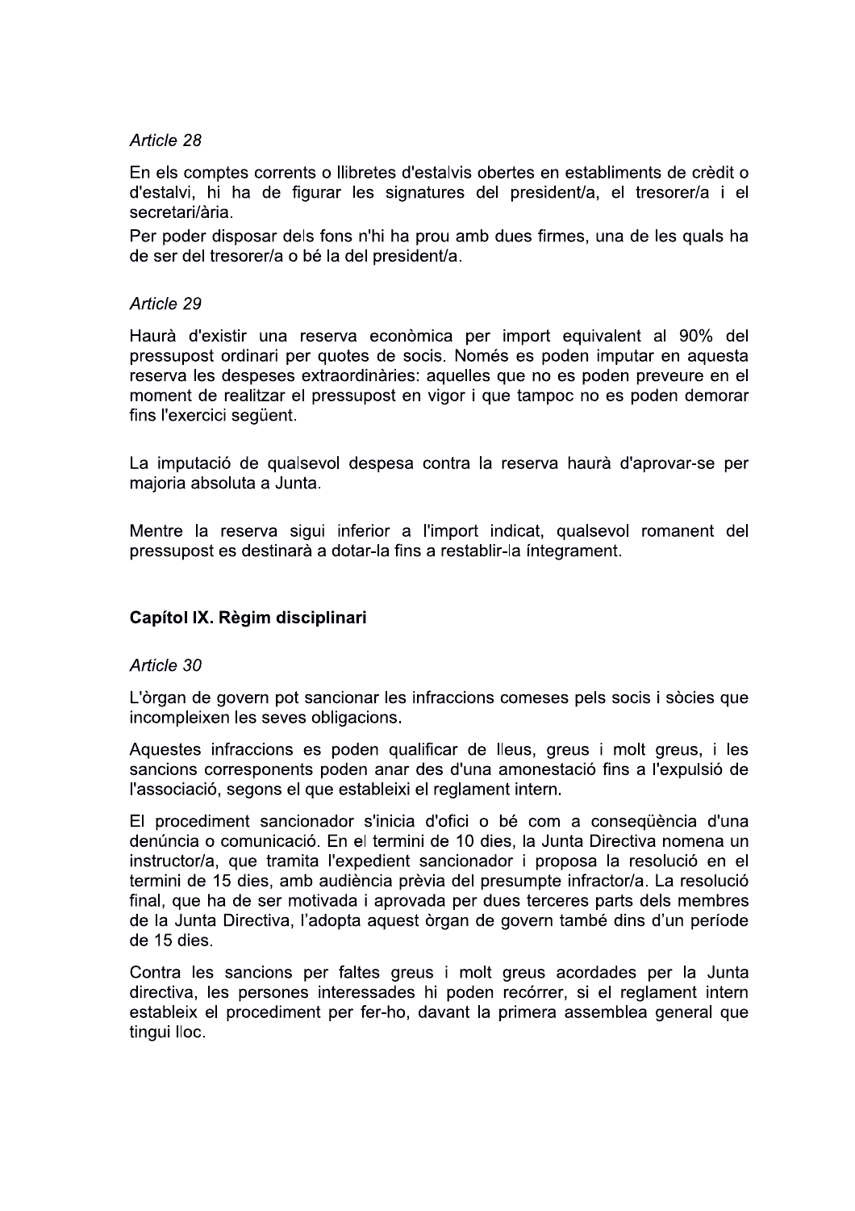*Article 28*

En els comptes corrents o llibretes d'estalvis obertes en establiments de crèdit o d'estalvi, hi ha de figurar les signatures del president/a, el tresorer/a i el secretari/ària.

Per poder disposar dels fons n'hi ha prou amb dues firmes, una de les quals ha de ser del tresorer/a o bé la del president/a.

*Article 29*

Haurà d'existir una reserva econòmica per import equivalent al 90% del pressupost ordinari per quotes de socis. Només es poden imputar en aquesta reserva les despeses extraordinàries: aquelles que no es poden preveure en el moment de realitzar el pressupost en vigor i que tampoc no es poden demorar fins l'exercici següent.

La imputació de qualsevol despesa contra la reserva haurà d'aprovar-se per majoria absoluta a Junta.

Mentre la reserva sigui inferior a l'import indicat, qualsevol romanent del pressupost es destinarà a dotar-la fins a restablir-la íntegrament.

**Capítol IX. Règim disciplinari**

*Article 30*

L'òrgan de govern pot sancionar les infraccions comeses pels socis i sòcies que incompleixen les seves obligacions.

Aquestes infraccions es poden qualificar de lleus, greus i molt greus, i les sancions corresponents poden anar des d'una amonestació fins a l'expulsió de l'associació, segons el que estableixi el reglament intern.

El procediment sancionador s'inicia d'ofici o bé com a conseqüència d'una denúncia o comunicació. En el termini de 10 dies, la Junta Directiva nomena un instructor/a, que tramita l'expedient sancionador i proposa la resolució en el termini de 15 dies, amb audiència prèvia del presumpte infractor/a. La resolució final, que ha de ser motivada i aprovada per dues terceres parts dels membres de la Junta Directiva, l'adopta aquest òrgan de govern també dins d'un període de 15 dies.

Contra les sancions per faltes greus i molt greus acordades per la Junta directiva, les persones interessades hi poden recórrer, si el reglament intern estableix el procediment per fer-ho, davant la primera assemblea general que tingui lloc.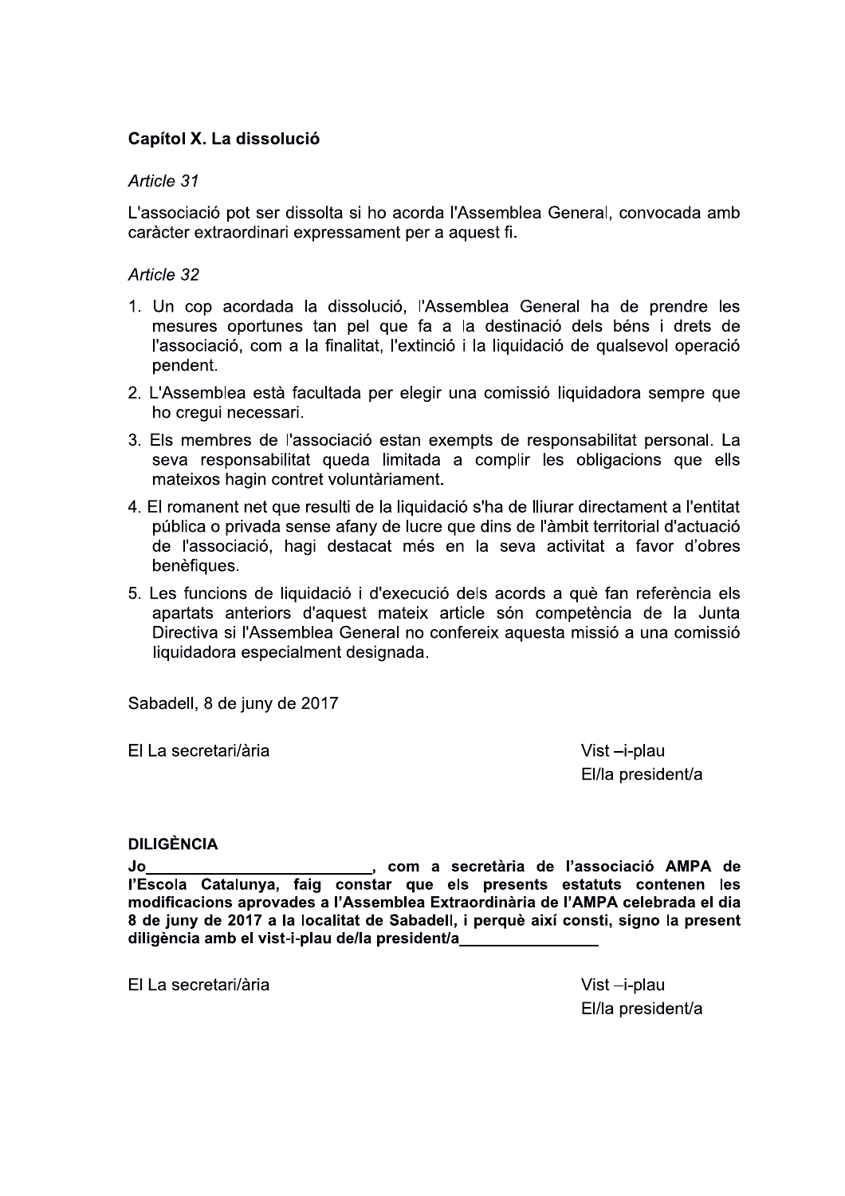**Capítol X. La dissolució**

*Article 31*

L'associació pot ser dissolta si ho acorda l'Assemblea General, convocada amb caràcter extraordinari expressament per a aquest fi.

*Article 32*

1. Un cop acordada la dissolució, l'Assemblea General ha de prendre les mesures oportunes tan pel que fa a la destinació dels béns i drets de l'associació, com a la finalitat, l'extinció i la liquidació de qualsevol operació pendent.
2. L'Assemblea està facultada per elegir una comissió liquidadora sempre que ho cregui necessari.
3. Els membres de l'associació estan exempts de responsabilitat personal. La seva responsabilitat queda limitada a complir les obligacions que ells mateixos hagin contret voluntàriament.
4. El romanent net que resulti de la liquidació s'ha de lliurar directament a l'entitat pública o privada sense afany de lucre que dins de l'àmbit territorial d'actuació de l'associació, hagi destacat més en la seva activitat a favor d'obres benèfiques.
5. Les funcions de liquidació i d'execució dels acords a què fan referència els apartats anteriors d'aquest mateix article són competència de la Junta Directiva si l'Assemblea General no confereix aquesta missió a una comissió liquidadora especialment designada.

Sabadell, 8 de juny de 2017

El La secretari/ària

Vist –i-plau
El/la president/a

**DILIGÈNCIA**

**Jo__________________________, com a secretària de l'associació AMPA de l'Escola Catalunya, faig constar que els presents estatuts contenen les modificacions aprovades a l'Assemblea Extraordinària de l'AMPA celebrada el dia 8 de juny de 2017 a la localitat de Sabadell, i perquè així consti, signo la present diligència amb el vist-i-plau de/la president/a________________**

El La secretari/ària

Vist –i-plau
El/la president/a